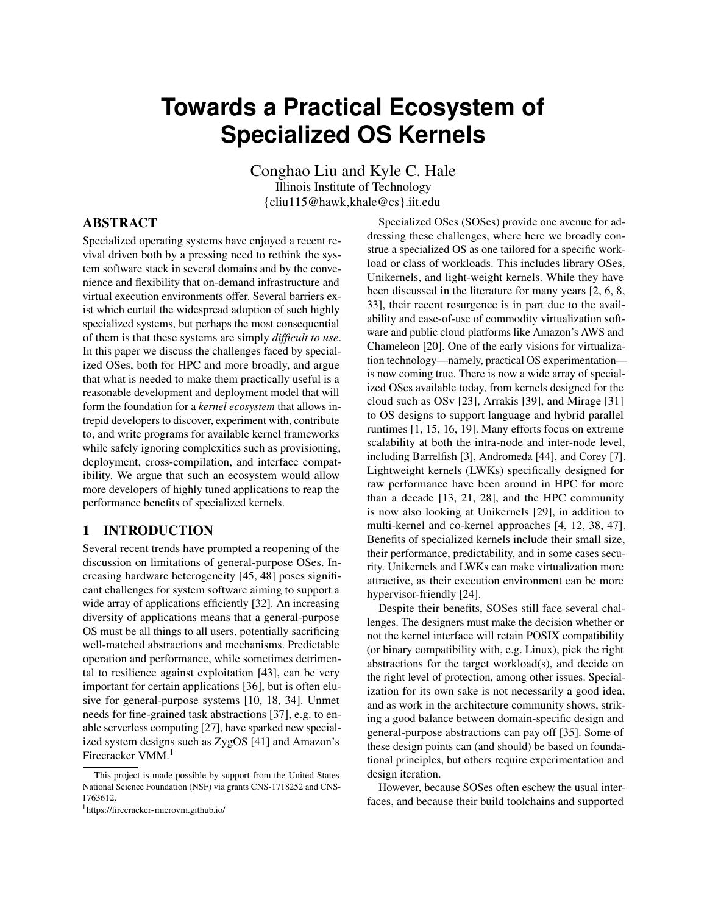# Towards a Practical Ecosystem of Specialized OS Kernels

Conghao Liu and Kyle C. Hale
Illinois Institute of Technology
{cliu115@hawk,khale@cs}.iit.edu

## ABSTRACT

Specialized operating systems have enjoyed a recent revival driven both by a pressing need to rethink the system software stack in several domains and by the convenience and flexibility that on-demand infrastructure and virtual execution environments offer. Several barriers exist which curtail the widespread adoption of such highly specialized systems, but perhaps the most consequential of them is that these systems are simply *difficult to use*. In this paper we discuss the challenges faced by specialized OSes, both for HPC and more broadly, and argue that what is needed to make them practically useful is a reasonable development and deployment model that will form the foundation for a *kernel ecosystem* that allows intrepid developers to discover, experiment with, contribute to, and write programs for available kernel frameworks while safely ignoring complexities such as provisioning, deployment, cross-compilation, and interface compatibility. We argue that such an ecosystem would allow more developers of highly tuned applications to reap the performance benefits of specialized kernels.

## 1 INTRODUCTION

Several recent trends have prompted a reopening of the discussion on limitations of general-purpose OSes. Increasing hardware heterogeneity [45, 48] poses significant challenges for system software aiming to support a wide array of applications efficiently [32]. An increasing diversity of applications means that a general-purpose OS must be all things to all users, potentially sacrificing well-matched abstractions and mechanisms. Predictable operation and performance, while sometimes detrimental to resilience against exploitation [43], can be very important for certain applications [36], but is often elusive for general-purpose systems [10, 18, 34]. Unmet needs for fine-grained task abstractions [37], e.g. to enable serverless computing [27], have sparked new specialized system designs such as ZygOS [41] and Amazon's Firecracker VMM.[1]

Specialized OSes (SOSes) provide one avenue for addressing these challenges, where here we broadly construe a specialized OS as one tailored for a specific workload or class of workloads. This includes library OSes, Unikernels, and light-weight kernels. While they have been discussed in the literature for many years [2, 6, 8, 33], their recent resurgence is in part due to the availability and ease-of-use of commodity virtualization software and public cloud platforms like Amazon's AWS and Chameleon [20]. One of the early visions for virtualization technology—namely, practical OS experimentation—is now coming true. There is now a wide array of specialized OSes available today, from kernels designed for the cloud such as OSv [23], Arrakis [39], and Mirage [31] to OS designs to support language and hybrid parallel runtimes [1, 15, 16, 19]. Many efforts focus on extreme scalability at both the intra-node and inter-node level, including Barrelfish [3], Andromeda [44], and Corey [7]. Lightweight kernels (LWKs) specifically designed for raw performance have been around in HPC for more than a decade [13, 21, 28], and the HPC community is now also looking at Unikernels [29], in addition to multi-kernel and co-kernel approaches [4, 12, 38, 47]. Benefits of specialized kernels include their small size, their performance, predictability, and in some cases security. Unikernels and LWKs can make virtualization more attractive, as their execution environment can be more hypervisor-friendly [24].

Despite their benefits, SOSes still face several challenges. The designers must make the decision whether or not the kernel interface will retain POSIX compatibility (or binary compatibility with, e.g. Linux), pick the right abstractions for the target workload(s), and decide on the right level of protection, among other issues. Specialization for its own sake is not necessarily a good idea, and as work in the architecture community shows, striking a good balance between domain-specific design and general-purpose abstractions can pay off [35]. Some of these design points can (and should) be based on foundational principles, but others require experimentation and design iteration.

However, because SOSes often eschew the usual interfaces, and because their build toolchains and supported

---

This project is made possible by support from the United States National Science Foundation (NSF) via grants CNS-1718252 and CNS-1763612.

[1] https://firecracker-microvm.github.io/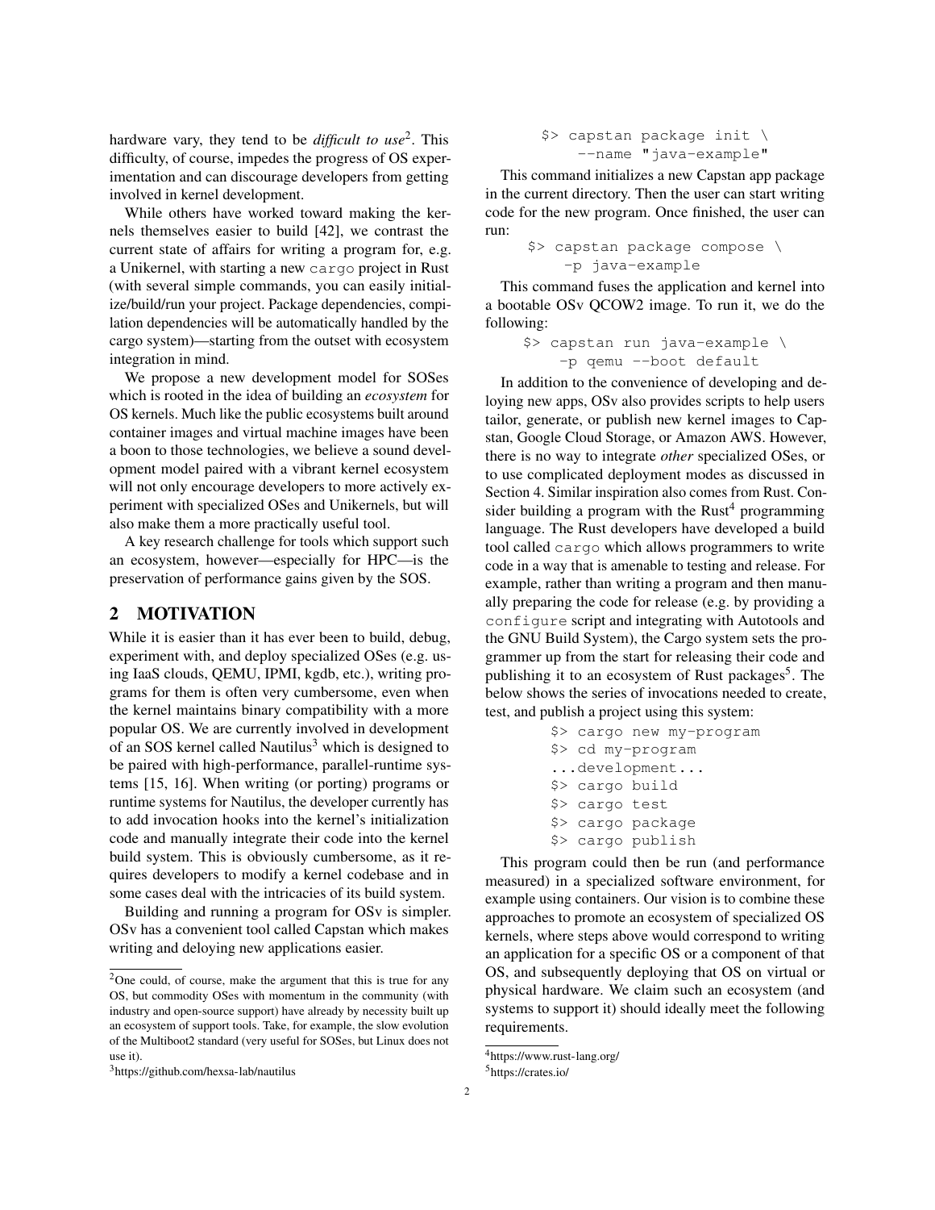hardware vary, they tend to be ***difficult to use***[2]. This difficulty, of course, impedes the progress of OS experimentation and can discourage developers from getting involved in kernel development.

While others have worked toward making the kernels themselves easier to build [42], we contrast the current state of affairs for writing a program for, e.g. a Unikernel, with starting a new `cargo` project in Rust (with several simple commands, you can easily initialize/build/run your project. Package dependencies, compilation dependencies will be automatically handled by the cargo system)—starting from the outset with ecosystem integration in mind.

We propose a new development model for SOSes which is rooted in the idea of building an *ecosystem* for OS kernels. Much like the public ecosystems built around container images and virtual machine images have been a boon to those technologies, we believe a sound development model paired with a vibrant kernel ecosystem will not only encourage developers to more actively experiment with specialized OSes and Unikernels, but will also make them a more practically useful tool.

A key research challenge for tools which support such an ecosystem, however—especially for HPC—is the preservation of performance gains given by the SOS.

## 2 MOTIVATION

While it is easier than it has ever been to build, debug, experiment with, and deploy specialized OSes (e.g. using IaaS clouds, QEMU, IPMI, kgdb, etc.), writing programs for them is often very cumbersome, even when the kernel maintains binary compatibility with a more popular OS. We are currently involved in development of an SOS kernel called Nautilus[3] which is designed to be paired with high-performance, parallel-runtime systems [15, 16]. When writing (or porting) programs or runtime systems for Nautilus, the developer currently has to add invocation hooks into the kernel's initialization code and manually integrate their code into the kernel build system. This is obviously cumbersome, as it requires developers to modify a kernel codebase and in some cases deal with the intricacies of its build system.

Building and running a program for OSv is simpler. OSv has a convenient tool called Capstan which makes writing and deloying new applications easier.

```
$> capstan package init \
     --name "java-example"
```

This command initializes a new Capstan app package in the current directory. Then the user can start writing code for the new program. Once finished, the user can run:

```
$> capstan package compose \
     -p java-example
```

This command fuses the application and kernel into a bootable OSv QCOW2 image. To run it, we do the following:

```
$> capstan run java-example \
     -p qemu --boot default
```

In addition to the convenience of developing and deloying new apps, OSv also provides scripts to help users tailor, generate, or publish new kernel images to Capstan, Google Cloud Storage, or Amazon AWS. However, there is no way to integrate *other* specialized OSes, or to use complicated deployment modes as discussed in Section 4. Similar inspiration also comes from Rust. Consider building a program with the Rust[4] programming language. The Rust developers have developed a build tool called `cargo` which allows programmers to write code in a way that is amenable to testing and release. For example, rather than writing a program and then manually preparing the code for release (e.g. by providing a `configure` script and integrating with Autotools and the GNU Build System), the Cargo system sets the programmer up from the start for releasing their code and publishing it to an ecosystem of Rust packages[5]. The below shows the series of invocations needed to create, test, and publish a project using this system:

```
$> cargo new my-program
$> cd my-program
...development...
$> cargo build
$> cargo test
$> cargo package
$> cargo publish
```

This program could then be run (and performance measured) in a specialized software environment, for example using containers. Our vision is to combine these approaches to promote an ecosystem of specialized OS kernels, where steps above would correspond to writing an application for a specific OS or a component of that OS, and subsequently deploying that OS on virtual or physical hardware. We claim such an ecosystem (and systems to support it) should ideally meet the following requirements.

---

[2] One could, of course, make the argument that this is true for any OS, but commodity OSes with momentum in the community (with industry and open-source support) have already by necessity built up an ecosystem of support tools. Take, for example, the slow evolution of the Multiboot2 standard (very useful for SOSes, but Linux does not use it).

[3] https://github.com/hexsa-lab/nautilus

[4] https://www.rust-lang.org/

[5] https://crates.io/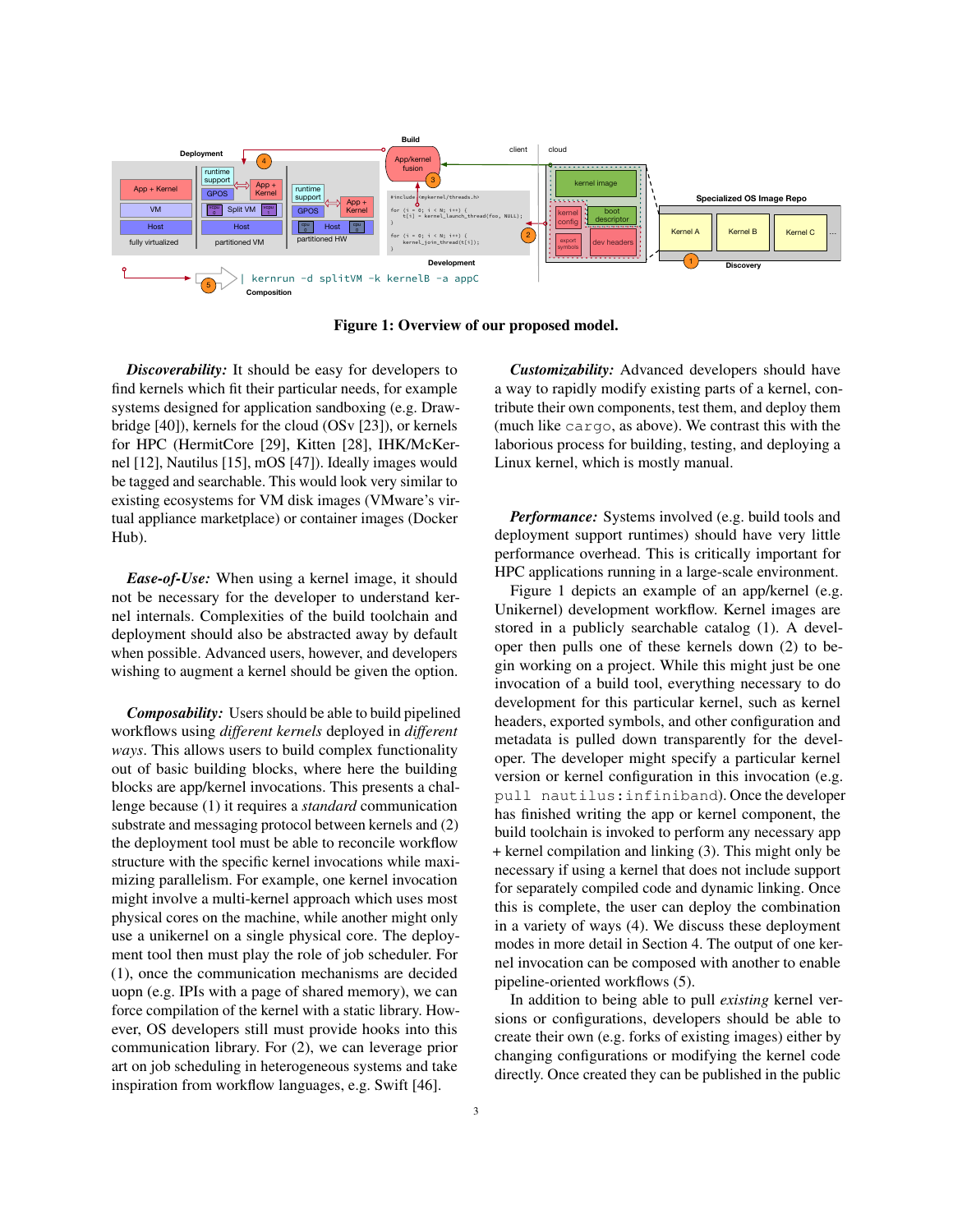Figure 1: Overview of our proposed model.

***Discoverability:*** It should be easy for developers to find kernels which fit their particular needs, for example systems designed for application sandboxing (e.g. Drawbridge [40]), kernels for the cloud (OSv [23]), or kernels for HPC (HermitCore [29], Kitten [28], IHK/McKernel [12], Nautilus [15], mOS [47]). Ideally images would be tagged and searchable. This would look very similar to existing ecosystems for VM disk images (VMware's virtual appliance marketplace) or container images (Docker Hub).

***Ease-of-Use:*** When using a kernel image, it should not be necessary for the developer to understand kernel internals. Complexities of the build toolchain and deployment should also be abstracted away by default when possible. Advanced users, however, and developers wishing to augment a kernel should be given the option.

***Composability:*** Users should be able to build pipelined workflows using *different kernels* deployed in *different ways*. This allows users to build complex functionality out of basic building blocks, where here the building blocks are app/kernel invocations. This presents a challenge because (1) it requires a *standard* communication substrate and messaging protocol between kernels and (2) the deployment tool must be able to reconcile workflow structure with the specific kernel invocations while maximizing parallelism. For example, one kernel invocation might involve a multi-kernel approach which uses most physical cores on the machine, while another might only use a unikernel on a single physical core. The deployment tool then must play the role of job scheduler. For (1), once the communication mechanisms are decided uopn (e.g. IPIs with a page of shared memory), we can force compilation of the kernel with a static library. However, OS developers still must provide hooks into this communication library. For (2), we can leverage prior art on job scheduling in heterogeneous systems and take inspiration from workflow languages, e.g. Swift [46].

***Customizability:*** Advanced developers should have a way to rapidly modify existing parts of a kernel, contribute their own components, test them, and deploy them (much like `cargo`, as above). We contrast this with the laborious process for building, testing, and deploying a Linux kernel, which is mostly manual.

***Performance:*** Systems involved (e.g. build tools and deployment support runtimes) should have very little performance overhead. This is critically important for HPC applications running in a large-scale environment.

Figure 1 depicts an example of an app/kernel (e.g. Unikernel) development workflow. Kernel images are stored in a publicly searchable catalog (1). A developer then pulls one of these kernels down (2) to begin working on a project. While this might just be one invocation of a build tool, everything necessary to do development for this particular kernel, such as kernel headers, exported symbols, and other configuration and metadata is pulled down transparently for the developer. The developer might specify a particular kernel version or kernel configuration in this invocation (e.g. `pull nautilus:infiniband`). Once the developer has finished writing the app or kernel component, the build toolchain is invoked to perform any necessary app + kernel compilation and linking (3). This might only be necessary if using a kernel that does not include support for separately compiled code and dynamic linking. Once this is complete, the user can deploy the combination in a variety of ways (4). We discuss these deployment modes in more detail in Section 4. The output of one kernel invocation can be composed with another to enable pipeline-oriented workflows (5).

In addition to being able to pull *existing* kernel versions or configurations, developers should be able to create their own (e.g. forks of existing images) either by changing configurations or modifying the kernel code directly. Once created they can be published in the public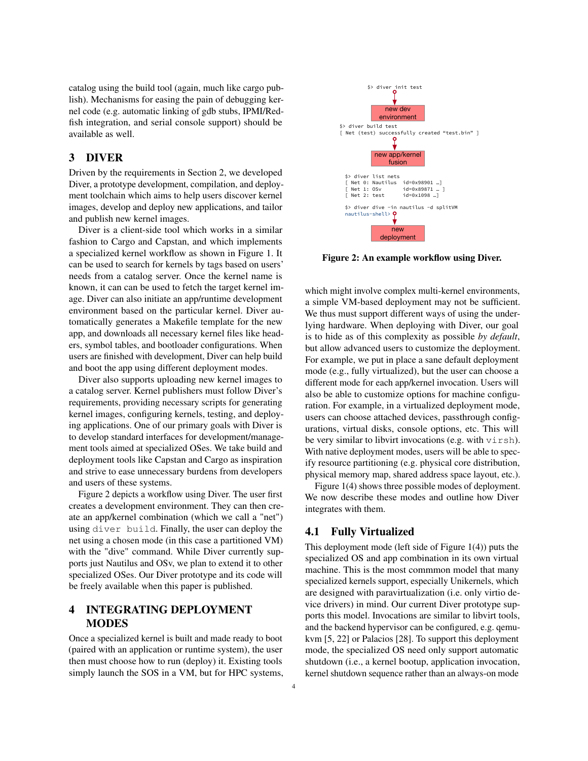catalog using the build tool (again, much like cargo publish). Mechanisms for easing the pain of debugging kernel code (e.g. automatic linking of gdb stubs, IPMI/Redfish integration, and serial console support) should be available as well.

# 3 DIVER

Driven by the requirements in Section 2, we developed Diver, a prototype development, compilation, and deployment toolchain which aims to help users discover kernel images, develop and deploy new applications, and tailor and publish new kernel images.

Diver is a client-side tool which works in a similar fashion to Cargo and Capstan, and which implements a specialized kernel workflow as shown in Figure 1. It can be used to search for kernels by tags based on users' needs from a catalog server. Once the kernel name is known, it can can be used to fetch the target kernel image. Diver can also initiate an app/runtime development environment based on the particular kernel. Diver automatically generates a Makefile template for the new app, and downloads all necessary kernel files like headers, symbol tables, and bootloader configurations. When users are finished with development, Diver can help build and boot the app using different deployment modes.

Diver also supports uploading new kernel images to a catalog server. Kernel publishers must follow Diver's requirements, providing necessary scripts for generating kernel images, configuring kernels, testing, and deploying applications. One of our primary goals with Diver is to develop standard interfaces for development/management tools aimed at specialized OSes. We take build and deployment tools like Capstan and Cargo as inspiration and strive to ease unnecessary burdens from developers and users of these systems.

Figure 2 depicts a workflow using Diver. The user first creates a development environment. They can then create an app/kernel combination (which we call a "net") using `diver build`. Finally, the user can deploy the net using a chosen mode (in this case a partitioned VM) with the "dive" command. While Diver currently supports just Nautilus and OSv, we plan to extend it to other specialized OSes. Our Diver prototype and its code will be freely available when this paper is published.

$> diver init test

new dev environment

$> diver build test
[ Net (test) successfully created "test.bin" ]

new app/kernel fusion

$> diver list nets
[ Net 0: Nautilus id=0x98901 …]
[ Net 1: OSv id=0x89871 … ]
[ Net 2: test id=0x1098 …]

$> diver dive -in nautilus -d splitVM
nautilus-shell>

new deployment

**Figure 2: An example workflow using Diver.**

# 4 INTEGRATING DEPLOYMENT MODES

Once a specialized kernel is built and made ready to boot (paired with an application or runtime system), the user then must choose how to run (deploy) it. Existing tools simply launch the SOS in a VM, but for HPC systems, which might involve complex multi-kernel environments, a simple VM-based deployment may not be sufficient. We thus must support different ways of using the underlying hardware. When deploying with Diver, our goal is to hide as of this complexity as possible *by default*, but allow advanced users to customize the deployment. For example, we put in place a sane default deployment mode (e.g., fully virtualized), but the user can choose a different mode for each app/kernel invocation. Users will also be able to customize options for machine configuration. For example, in a virtualized deployment mode, users can choose attached devices, passthrough configurations, virtual disks, console options, etc. This will be very similar to libvirt invocations (e.g. with `virsh`). With native deployment modes, users will be able to specify resource partitioning (e.g. physical core distribution, physical memory map, shared address space layout, etc.).

Figure 1(4) shows three possible modes of deployment. We now describe these modes and outline how Diver integrates with them.

## 4.1 Fully Virtualized

This deployment mode (left side of Figure 1(4)) puts the specialized OS and app combination in its own virtual machine. This is the most commmon model that many specialized kernels support, especially Unikernels, which are designed with paravirtualization (i.e. only virtio device drivers) in mind. Our current Diver prototype supports this model. Invocations are similar to libvirt tools, and the backend hypervisor can be configured, e.g. qemu-kvm [5, 22] or Palacios [28]. To support this deployment mode, the specialized OS need only support automatic shutdown (i.e., a kernel bootup, application invocation, kernel shutdown sequence rather than an always-on mode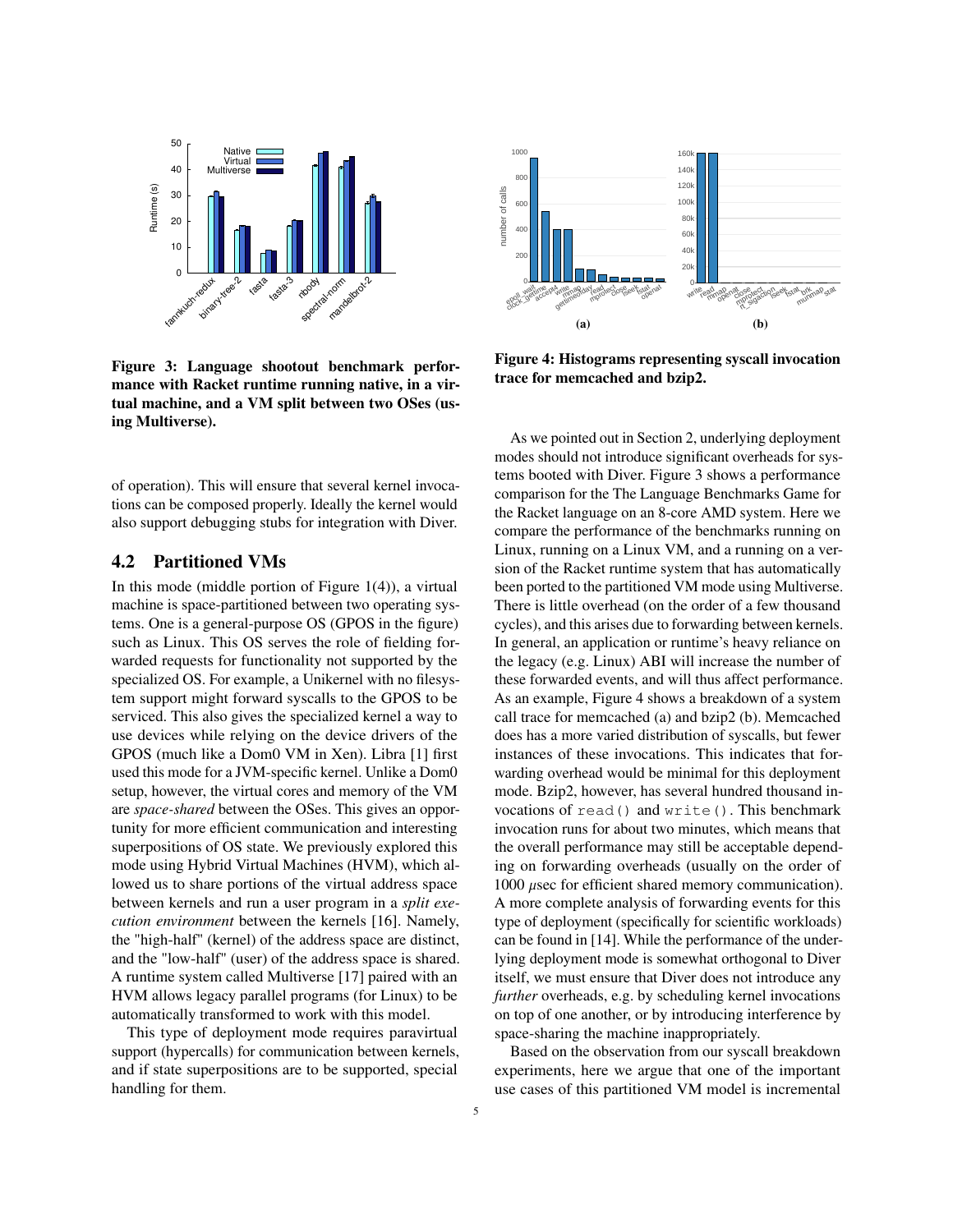Figure 3: Language shootout benchmark performance with Racket runtime running native, in a virtual machine, and a VM split between two OSes (using Multiverse).

Figure 4: Histograms representing syscall invocation trace for memcached and bzip2.

of operation). This will ensure that several kernel invocations can be composed properly. Ideally the kernel would also support debugging stubs for integration with Diver.

## 4.2 Partitioned VMs

In this mode (middle portion of Figure 1(4)), a virtual machine is space-partitioned between two operating systems. One is a general-purpose OS (GPOS in the figure) such as Linux. This OS serves the role of fielding forwarded requests for functionality not supported by the specialized OS. For example, a Unikernel with no filesystem support might forward syscalls to the GPOS to be serviced. This also gives the specialized kernel a way to use devices while relying on the device drivers of the GPOS (much like a Dom0 VM in Xen). Libra [1] first used this mode for a JVM-specific kernel. Unlike a Dom0 setup, however, the virtual cores and memory of the VM are *space-shared* between the OSes. This gives an opportunity for more efficient communication and interesting superpositions of OS state. We previously explored this mode using Hybrid Virtual Machines (HVM), which allowed us to share portions of the virtual address space between kernels and run a user program in a *split execution environment* between the kernels [16]. Namely, the "high-half" (kernel) of the address space are distinct, and the "low-half" (user) of the address space is shared. A runtime system called Multiverse [17] paired with an HVM allows legacy parallel programs (for Linux) to be automatically transformed to work with this model.

This type of deployment mode requires paravirtual support (hypercalls) for communication between kernels, and if state superpositions are to be supported, special handling for them.

As we pointed out in Section 2, underlying deployment modes should not introduce significant overheads for systems booted with Diver. Figure 3 shows a performance comparison for the The Language Benchmarks Game for the Racket language on an 8-core AMD system. Here we compare the performance of the benchmarks running on Linux, running on a Linux VM, and a running on a version of the Racket runtime system that has automatically been ported to the partitioned VM mode using Multiverse. There is little overhead (on the order of a few thousand cycles), and this arises due to forwarding between kernels. In general, an application or runtime's heavy reliance on the legacy (e.g. Linux) ABI will increase the number of these forwarded events, and will thus affect performance. As an example, Figure 4 shows a breakdown of a system call trace for memcached (a) and bzip2 (b). Memcached does has a more varied distribution of syscalls, but fewer instances of these invocations. This indicates that forwarding overhead would be minimal for this deployment mode. Bzip2, however, has several hundred thousand invocations of `read()` and `write()`. This benchmark invocation runs for about two minutes, which means that the overall performance may still be acceptable depending on forwarding overheads (usually on the order of 1000 $\mu$sec for efficient shared memory communication). A more complete analysis of forwarding events for this type of deployment (specifically for scientific workloads) can be found in [14]. While the performance of the underlying deployment mode is somewhat orthogonal to Diver itself, we must ensure that Diver does not introduce any *further* overheads, e.g. by scheduling kernel invocations on top of one another, or by introducing interference by space-sharing the machine inappropriately.

Based on the observation from our syscall breakdown experiments, here we argue that one of the important use cases of this partitioned VM model is incremental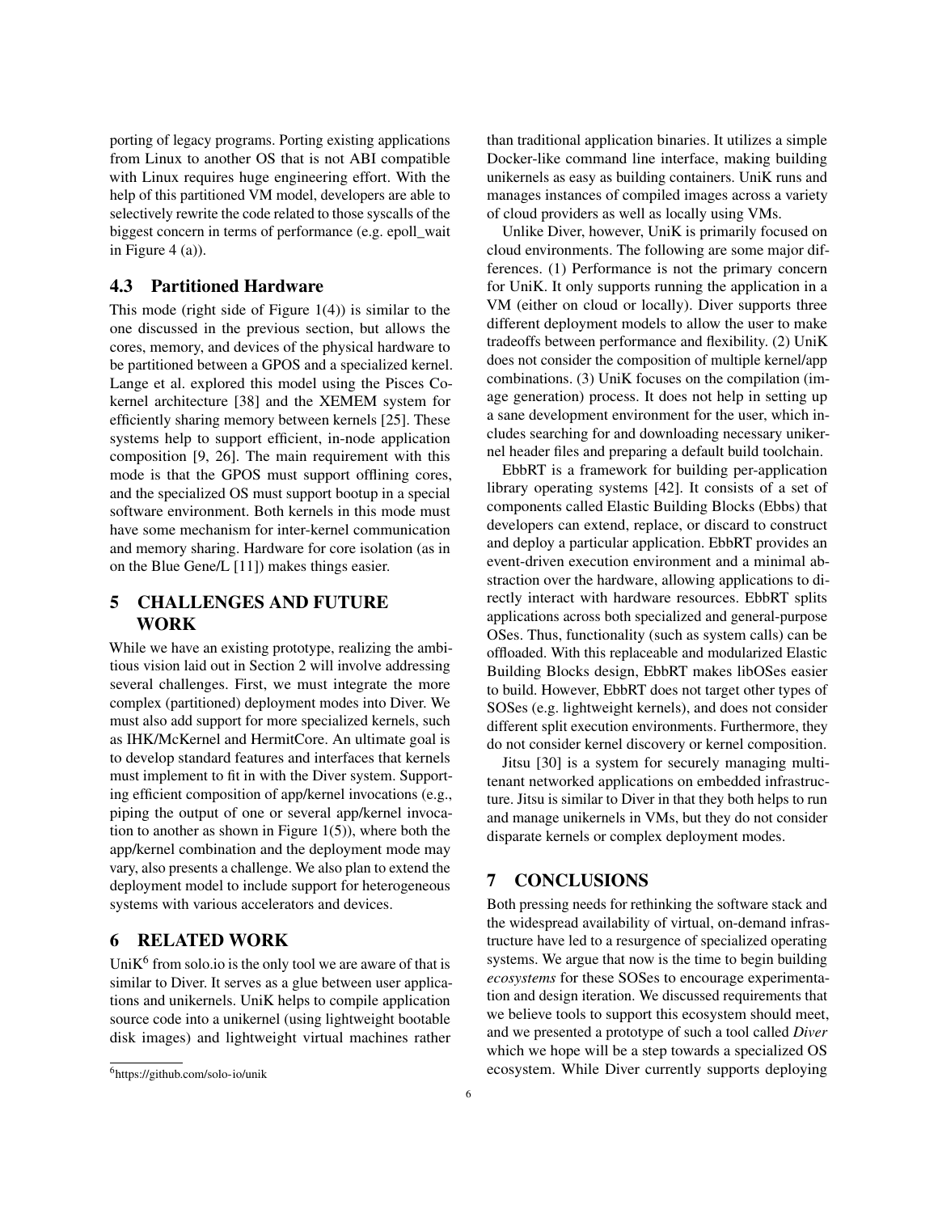porting of legacy programs. Porting existing applications from Linux to another OS that is not ABI compatible with Linux requires huge engineering effort. With the help of this partitioned VM model, developers are able to selectively rewrite the code related to those syscalls of the biggest concern in terms of performance (e.g. epoll_wait in Figure 4 (a)).

### 4.3 Partitioned Hardware

This mode (right side of Figure 1(4)) is similar to the one discussed in the previous section, but allows the cores, memory, and devices of the physical hardware to be partitioned between a GPOS and a specialized kernel. Lange et al. explored this model using the Pisces Cokernel architecture [38] and the XEMEM system for efficiently sharing memory between kernels [25]. These systems help to support efficient, in-node application composition [9, 26]. The main requirement with this mode is that the GPOS must support offlining cores, and the specialized OS must support bootup in a special software environment. Both kernels in this mode must have some mechanism for inter-kernel communication and memory sharing. Hardware for core isolation (as in on the Blue Gene/L [11]) makes things easier.

## 5 CHALLENGES AND FUTURE WORK

While we have an existing prototype, realizing the ambitious vision laid out in Section 2 will involve addressing several challenges. First, we must integrate the more complex (partitioned) deployment modes into Diver. We must also add support for more specialized kernels, such as IHK/McKernel and HermitCore. An ultimate goal is to develop standard features and interfaces that kernels must implement to fit in with the Diver system. Supporting efficient composition of app/kernel invocations (e.g., piping the output of one or several app/kernel invocation to another as shown in Figure 1(5)), where both the app/kernel combination and the deployment mode may vary, also presents a challenge. We also plan to extend the deployment model to include support for heterogeneous systems with various accelerators and devices.

## 6 RELATED WORK

UniK[6] from solo.io is the only tool we are aware of that is similar to Diver. It serves as a glue between user applications and unikernels. UniK helps to compile application source code into a unikernel (using lightweight bootable disk images) and lightweight virtual machines rather than traditional application binaries. It utilizes a simple Docker-like command line interface, making building unikernels as easy as building containers. UniK runs and manages instances of compiled images across a variety of cloud providers as well as locally using VMs.

Unlike Diver, however, UniK is primarily focused on cloud environments. The following are some major differences. (1) Performance is not the primary concern for UniK. It only supports running the application in a VM (either on cloud or locally). Diver supports three different deployment models to allow the user to make tradeoffs between performance and flexibility. (2) UniK does not consider the composition of multiple kernel/app combinations. (3) UniK focuses on the compilation (image generation) process. It does not help in setting up a sane development environment for the user, which includes searching for and downloading necessary unikernel header files and preparing a default build toolchain.

EbbRT is a framework for building per-application library operating systems [42]. It consists of a set of components called Elastic Building Blocks (Ebbs) that developers can extend, replace, or discard to construct and deploy a particular application. EbbRT provides an event-driven execution environment and a minimal abstraction over the hardware, allowing applications to directly interact with hardware resources. EbbRT splits applications across both specialized and general-purpose OSes. Thus, functionality (such as system calls) can be offloaded. With this replaceable and modularized Elastic Building Blocks design, EbbRT makes libOSes easier to build. However, EbbRT does not target other types of SOSes (e.g. lightweight kernels), and does not consider different split execution environments. Furthermore, they do not consider kernel discovery or kernel composition.

Jitsu [30] is a system for securely managing multi-tenant networked applications on embedded infrastructure. Jitsu is similar to Diver in that they both helps to run and manage unikernels in VMs, but they do not consider disparate kernels or complex deployment modes.

## 7 CONCLUSIONS

Both pressing needs for rethinking the software stack and the widespread availability of virtual, on-demand infrastructure have led to a resurgence of specialized operating systems. We argue that now is the time to begin building *ecosystems* for these SOSes to encourage experimentation and design iteration. We discussed requirements that we believe tools to support this ecosystem should meet, and we presented a prototype of such a tool called *Diver* which we hope will be a step towards a specialized OS ecosystem. While Diver currently supports deploying

[6] https://github.com/solo-io/unik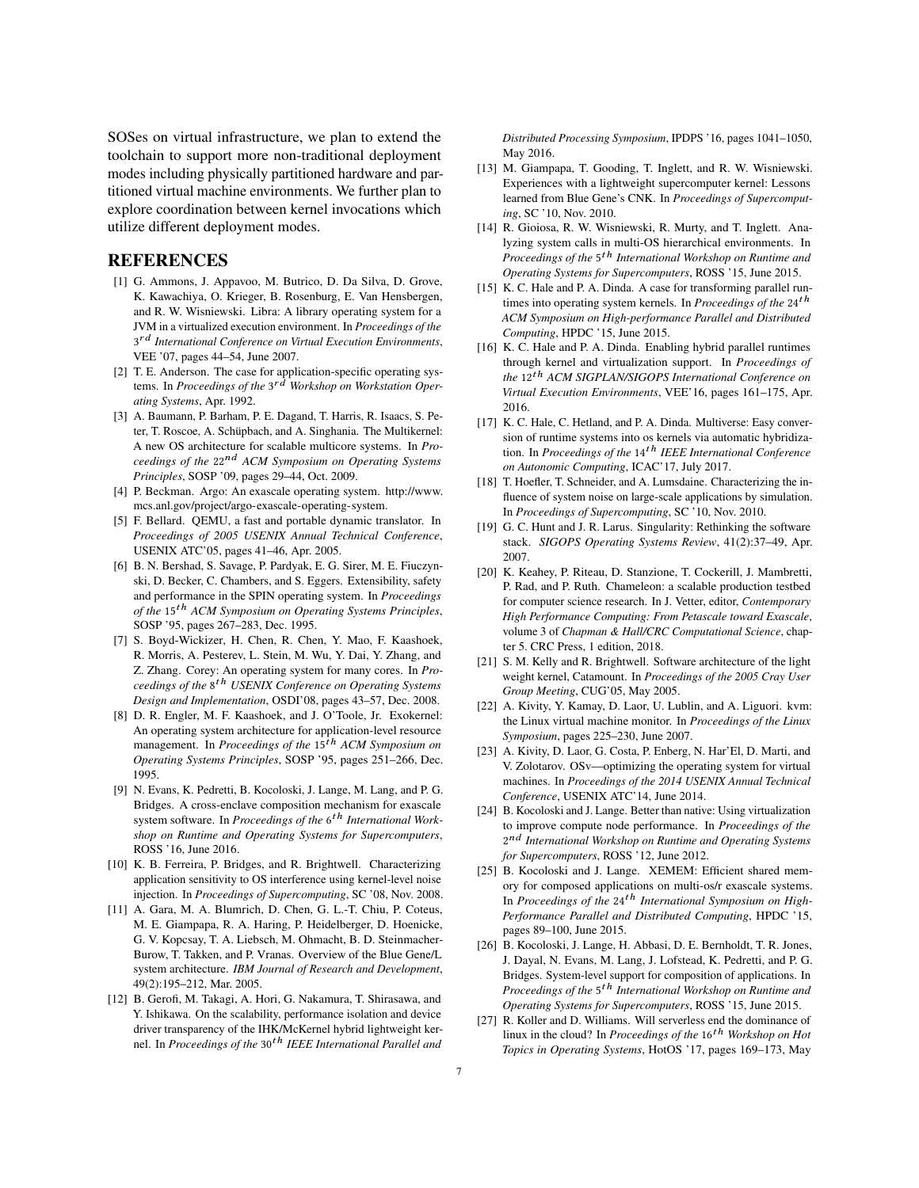SOSes on virtual infrastructure, we plan to extend the toolchain to support more non-traditional deployment modes including physically partitioned hardware and partitioned virtual machine environments. We further plan to explore coordination between kernel invocations which utilize different deployment modes.

## REFERENCES

[1] G. Ammons, J. Appavoo, M. Butrico, D. Da Silva, D. Grove, K. Kawachiya, O. Krieger, B. Rosenburg, E. Van Hensbergen, and R. W. Wisniewski. Libra: A library operating system for a JVM in a virtualized execution environment. In *Proceedings of the $3^{rd}$ International Conference on Virtual Execution Environments*, VEE '07, pages 44–54, June 2007.

[2] T. E. Anderson. The case for application-specific operating systems. In *Proceedings of the $3^{rd}$ Workshop on Workstation Operating Systems*, Apr. 1992.

[3] A. Baumann, P. Barham, P. E. Dagand, T. Harris, R. Isaacs, S. Peter, T. Roscoe, A. Schüpbach, and A. Singhania. The Multikernel: A new OS architecture for scalable multicore systems. In *Proceedings of the $22^{nd}$ ACM Symposium on Operating Systems Principles*, SOSP '09, pages 29–44, Oct. 2009.

[4] P. Beckman. Argo: An exascale operating system. http://www.mcs.anl.gov/project/argo-exascale-operating-system.

[5] F. Bellard. QEMU, a fast and portable dynamic translator. In *Proceedings of 2005 USENIX Annual Technical Conference*, USENIX ATC'05, pages 41–46, Apr. 2005.

[6] B. N. Bershad, S. Savage, P. Pardyak, E. G. Sirer, M. E. Fiuczynski, D. Becker, C. Chambers, and S. Eggers. Extensibility, safety and performance in the SPIN operating system. In *Proceedings of the $15^{th}$ ACM Symposium on Operating Systems Principles*, SOSP '95, pages 267–283, Dec. 1995.

[7] S. Boyd-Wickizer, H. Chen, R. Chen, Y. Mao, F. Kaashoek, R. Morris, A. Pesterev, L. Stein, M. Wu, Y. Dai, Y. Zhang, and Z. Zhang. Corey: An operating system for many cores. In *Proceedings of the $8^{th}$ USENIX Conference on Operating Systems Design and Implementation*, OSDI'08, pages 43–57, Dec. 2008.

[8] D. R. Engler, M. F. Kaashoek, and J. O'Toole, Jr. Exokernel: An operating system architecture for application-level resource management. In *Proceedings of the $15^{th}$ ACM Symposium on Operating Systems Principles*, SOSP '95, pages 251–266, Dec. 1995.

[9] N. Evans, K. Pedretti, B. Kocoloski, J. Lange, M. Lang, and P. G. Bridges. A cross-enclave composition mechanism for exascale system software. In *Proceedings of the $6^{th}$ International Workshop on Runtime and Operating Systems for Supercomputers*, ROSS '16, June 2016.

[10] K. B. Ferreira, P. Bridges, and R. Brightwell. Characterizing application sensitivity to OS interference using kernel-level noise injection. In *Proceedings of Supercomputing*, SC '08, Nov. 2008.

[11] A. Gara, M. A. Blumrich, D. Chen, G. L.-T. Chiu, P. Coteus, M. E. Giampapa, R. A. Haring, P. Heidelberger, D. Hoenicke, G. V. Kopcsay, T. A. Liebsch, M. Ohmacht, B. D. Steinmacher-Burow, T. Takken, and P. Vranas. Overview of the Blue Gene/L system architecture. *IBM Journal of Research and Development*, 49(2):195–212, Mar. 2005.

[12] B. Gerofi, M. Takagi, A. Hori, G. Nakamura, T. Shirasawa, and Y. Ishikawa. On the scalability, performance isolation and device driver transparency of the IHK/McKernel hybrid lightweight kernel. In *Proceedings of the $30^{th}$ IEEE International Parallel and Distributed Processing Symposium*, IPDPS '16, pages 1041–1050, May 2016.

[13] M. Giampapa, T. Gooding, T. Inglett, and R. W. Wisniewski. Experiences with a lightweight supercomputer kernel: Lessons learned from Blue Gene's CNK. In *Proceedings of Supercomputing*, SC '10, Nov. 2010.

[14] R. Gioiosa, R. W. Wisniewski, R. Murty, and T. Inglett. Analyzing system calls in multi-OS hierarchical environments. In *Proceedings of the $5^{th}$ International Workshop on Runtime and Operating Systems for Supercomputers*, ROSS '15, June 2015.

[15] K. C. Hale and P. A. Dinda. A case for transforming parallel runtimes into operating system kernels. In *Proceedings of the $24^{th}$ ACM Symposium on High-performance Parallel and Distributed Computing*, HPDC '15, June 2015.

[16] K. C. Hale and P. A. Dinda. Enabling hybrid parallel runtimes through kernel and virtualization support. In *Proceedings of the $12^{th}$ ACM SIGPLAN/SIGOPS International Conference on Virtual Execution Environments*, VEE'16, pages 161–175, Apr. 2016.

[17] K. C. Hale, C. Hetland, and P. A. Dinda. Multiverse: Easy conversion of runtime systems into os kernels via automatic hybridization. In *Proceedings of the $14^{th}$ IEEE International Conference on Autonomic Computing*, ICAC'17, July 2017.

[18] T. Hoefler, T. Schneider, and A. Lumsdaine. Characterizing the influence of system noise on large-scale applications by simulation. In *Proceedings of Supercomputing*, SC '10, Nov. 2010.

[19] G. C. Hunt and J. R. Larus. Singularity: Rethinking the software stack. *SIGOPS Operating Systems Review*, 41(2):37–49, Apr. 2007.

[20] K. Keahey, P. Riteau, D. Stanzione, T. Cockerill, J. Mambretti, P. Rad, and P. Ruth. Chameleon: a scalable production testbed for computer science research. In J. Vetter, editor, *Contemporary High Performance Computing: From Petascale toward Exascale*, volume 3 of *Chapman & Hall/CRC Computational Science*, chapter 5. CRC Press, 1 edition, 2018.

[21] S. M. Kelly and R. Brightwell. Software architecture of the light weight kernel, Catamount. In *Proceedings of the 2005 Cray User Group Meeting*, CUG'05, May 2005.

[22] A. Kivity, Y. Kamay, D. Laor, U. Lublin, and A. Liguori. kvm: the Linux virtual machine monitor. In *Proceedings of the Linux Symposium*, pages 225–230, June 2007.

[23] A. Kivity, D. Laor, G. Costa, P. Enberg, N. Har'El, D. Marti, and V. Zolotarov. OSv—optimizing the operating system for virtual machines. In *Proceedings of the 2014 USENIX Annual Technical Conference*, USENIX ATC'14, June 2014.

[24] B. Kocoloski and J. Lange. Better than native: Using virtualization to improve compute node performance. In *Proceedings of the $2^{nd}$ International Workshop on Runtime and Operating Systems for Supercomputers*, ROSS '12, June 2012.

[25] B. Kocoloski and J. Lange. XEMEM: Efficient shared memory for composed applications on multi-os/r exascale systems. In *Proceedings of the $24^{th}$ International Symposium on High-Performance Parallel and Distributed Computing*, HPDC '15, pages 89–100, June 2015.

[26] B. Kocoloski, J. Lange, H. Abbasi, D. E. Bernholdt, T. R. Jones, J. Dayal, N. Evans, M. Lang, J. Lofstead, K. Pedretti, and P. G. Bridges. System-level support for composition of applications. In *Proceedings of the $5^{th}$ International Workshop on Runtime and Operating Systems for Supercomputers*, ROSS '15, June 2015.

[27] R. Koller and D. Williams. Will serverless end the dominance of linux in the cloud? In *Proceedings of the $16^{th}$ Workshop on Hot Topics in Operating Systems*, HotOS '17, pages 169–173, May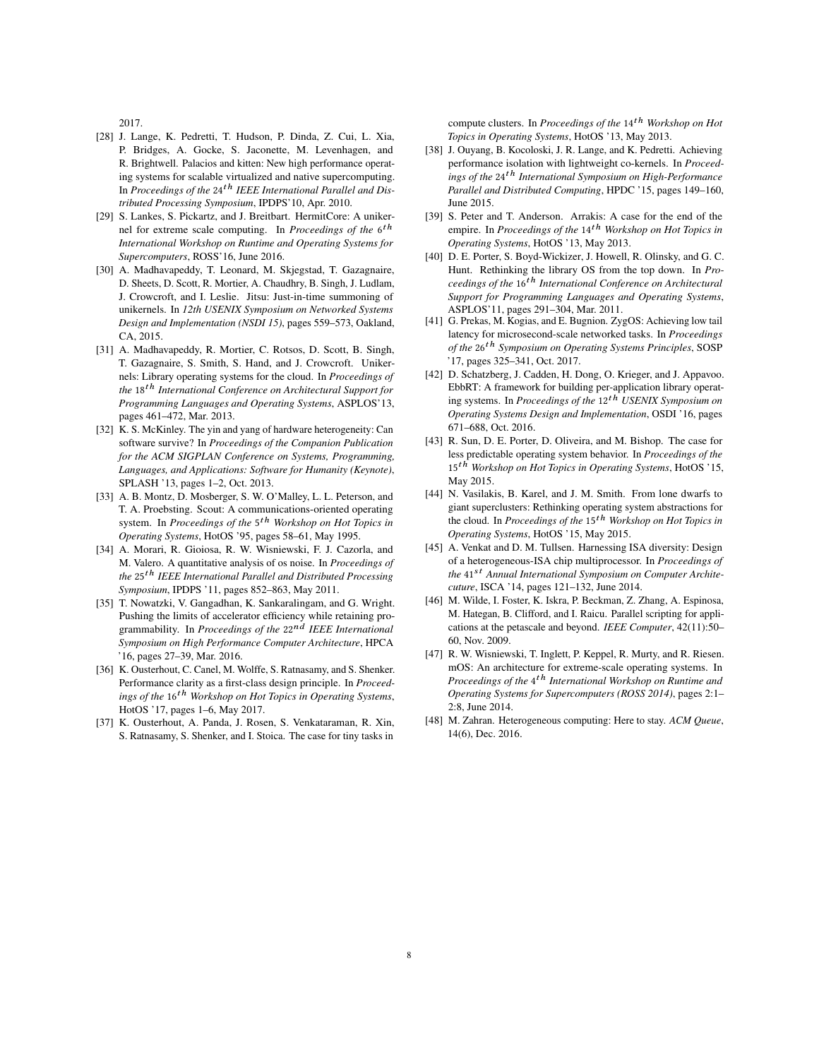2017.

[28] J. Lange, K. Pedretti, T. Hudson, P. Dinda, Z. Cui, L. Xia, P. Bridges, A. Gocke, S. Jaconette, M. Levenhagen, and R. Brightwell. Palacios and kitten: New high performance operating systems for scalable virtualized and native supercomputing. In *Proceedings of the* $24^{th}$ *IEEE International Parallel and Distributed Processing Symposium*, IPDPS'10, Apr. 2010.

[29] S. Lankes, S. Pickartz, and J. Breitbart. HermitCore: A unikernel for extreme scale computing. In *Proceedings of the* $6^{th}$ *International Workshop on Runtime and Operating Systems for Supercomputers*, ROSS'16, June 2016.

[30] A. Madhavapeddy, T. Leonard, M. Skjegstad, T. Gazagnaire, D. Sheets, D. Scott, R. Mortier, A. Chaudhry, B. Singh, J. Ludlam, J. Crowcroft, and I. Leslie. Jitsu: Just-in-time summoning of unikernels. In *12th USENIX Symposium on Networked Systems Design and Implementation (NSDI 15)*, pages 559–573, Oakland, CA, 2015.

[31] A. Madhavapeddy, R. Mortier, C. Rotsos, D. Scott, B. Singh, T. Gazagnaire, S. Smith, S. Hand, and J. Crowcroft. Unikernels: Library operating systems for the cloud. In *Proceedings of the* $18^{th}$ *International Conference on Architectural Support for Programming Languages and Operating Systems*, ASPLOS'13, pages 461–472, Mar. 2013.

[32] K. S. McKinley. The yin and yang of hardware heterogeneity: Can software survive? In *Proceedings of the Companion Publication for the ACM SIGPLAN Conference on Systems, Programming, Languages, and Applications: Software for Humanity (Keynote)*, SPLASH '13, pages 1–2, Oct. 2013.

[33] A. B. Montz, D. Mosberger, S. W. O'Malley, L. L. Peterson, and T. A. Proebsting. Scout: A communications-oriented operating system. In *Proceedings of the* $5^{th}$ *Workshop on Hot Topics in Operating Systems*, HotOS '95, pages 58–61, May 1995.

[34] A. Morari, R. Gioiosa, R. W. Wisniewski, F. J. Cazorla, and M. Valero. A quantitative analysis of os noise. In *Proceedings of the* $25^{th}$ *IEEE International Parallel and Distributed Processing Symposium*, IPDPS '11, pages 852–863, May 2011.

[35] T. Nowatzki, V. Gangadhan, K. Sankaralingam, and G. Wright. Pushing the limits of accelerator efficiency while retaining programmability. In *Proceedings of the* $22^{nd}$ *IEEE International Symposium on High Performance Computer Architecture*, HPCA '16, pages 27–39, Mar. 2016.

[36] K. Ousterhout, C. Canel, M. Wolffe, S. Ratnasamy, and S. Shenker. Performance clarity as a first-class design principle. In *Proceedings of the* $16^{th}$ *Workshop on Hot Topics in Operating Systems*, HotOS '17, pages 1–6, May 2017.

[37] K. Ousterhout, A. Panda, J. Rosen, S. Venkataraman, R. Xin, S. Ratnasamy, S. Shenker, and I. Stoica. The case for tiny tasks in compute clusters. In *Proceedings of the* $14^{th}$ *Workshop on Hot Topics in Operating Systems*, HotOS '13, May 2013.

[38] J. Ouyang, B. Kocoloski, J. R. Lange, and K. Pedretti. Achieving performance isolation with lightweight co-kernels. In *Proceedings of the* $24^{th}$ *International Symposium on High-Performance Parallel and Distributed Computing*, HPDC '15, pages 149–160, June 2015.

[39] S. Peter and T. Anderson. Arrakis: A case for the end of the empire. In *Proceedings of the* $14^{th}$ *Workshop on Hot Topics in Operating Systems*, HotOS '13, May 2013.

[40] D. E. Porter, S. Boyd-Wickizer, J. Howell, R. Olinsky, and G. C. Hunt. Rethinking the library OS from the top down. In *Proceedings of the* $16^{th}$ *International Conference on Architectural Support for Programming Languages and Operating Systems*, ASPLOS'11, pages 291–304, Mar. 2011.

[41] G. Prekas, M. Kogias, and E. Bugnion. ZygOS: Achieving low tail latency for microsecond-scale networked tasks. In *Proceedings of the* $26^{th}$ *Symposium on Operating Systems Principles*, SOSP '17, pages 325–341, Oct. 2017.

[42] D. Schatzberg, J. Cadden, H. Dong, O. Krieger, and J. Appavoo. EbbRT: A framework for building per-application library operating systems. In *Proceedings of the* $12^{th}$ *USENIX Symposium on Operating Systems Design and Implementation*, OSDI '16, pages 671–688, Oct. 2016.

[43] R. Sun, D. E. Porter, D. Oliveira, and M. Bishop. The case for less predictable operating system behavior. In *Proceedings of the* $15^{th}$ *Workshop on Hot Topics in Operating Systems*, HotOS '15, May 2015.

[44] N. Vasilakis, B. Karel, and J. M. Smith. From lone dwarfs to giant superclusters: Rethinking operating system abstractions for the cloud. In *Proceedings of the* $15^{th}$ *Workshop on Hot Topics in Operating Systems*, HotOS '15, May 2015.

[45] A. Venkat and D. M. Tullsen. Harnessing ISA diversity: Design of a heterogeneous-ISA chip multiprocessor. In *Proceedings of the* $41^{st}$ *Annual International Symposium on Computer Architecture*, ISCA '14, pages 121–132, June 2014.

[46] M. Wilde, I. Foster, K. Iskra, P. Beckman, Z. Zhang, A. Espinosa, M. Hategan, B. Clifford, and I. Raicu. Parallel scripting for applications at the petascale and beyond. *IEEE Computer*, 42(11):50–60, Nov. 2009.

[47] R. W. Wisniewski, T. Inglett, P. Keppel, R. Murty, and R. Riesen. mOS: An architecture for extreme-scale operating systems. In *Proceedings of the* $4^{th}$ *International Workshop on Runtime and Operating Systems for Supercomputers (ROSS 2014)*, pages 2:1–2:8, June 2014.

[48] M. Zahran. Heterogeneous computing: Here to stay. *ACM Queue*, 14(6), Dec. 2016.